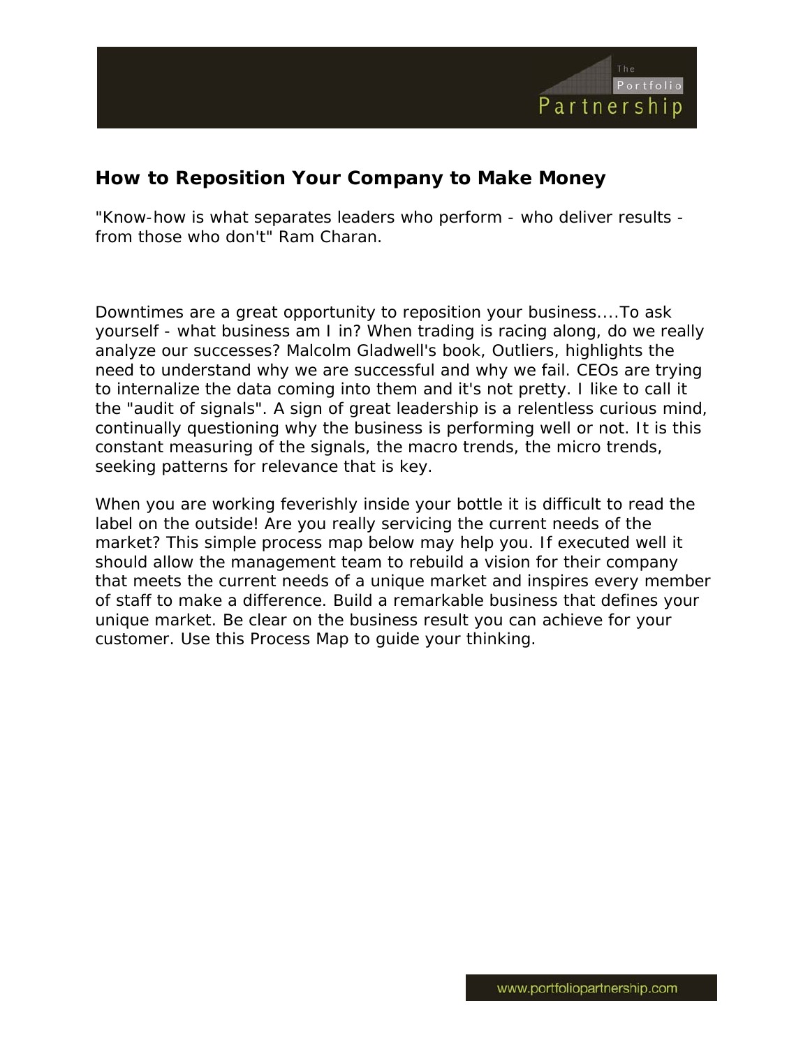## How to Reposition Your Company to Make Money

"Know-how is what separates leaders who perform - who deliver results - from those who don't" Ram Charan.

Downtimes are a great opportunity to reposition your business....To ask yourself - what business am I in? When trading is racing along, do we really analyze our successes? Malcolm Gladwell's book, Outliers, highlights the need to understand why we are successful and why we fail. CEOs are trying to internalize the data coming into them and it's not pretty. I like to call it the "audit of signals". A sign of great leadership is a relentless curious mind, continually questioning why the business is performing well or not. It is this constant measuring of the signals, the macro trends, the micro trends, seeking patterns for relevance that is key.

When you are working feverishly inside your bottle it is difficult to read the label on the outside! Are you really servicing the current needs of the market? This simple process map below may help you. If executed well it should allow the management team to rebuild a vision for their company that meets the current needs of a unique market and inspires every member of staff to make a difference. Build a remarkable business that defines your unique market. Be clear on the business result you can achieve for your customer. Use this Process Map to guide your thinking.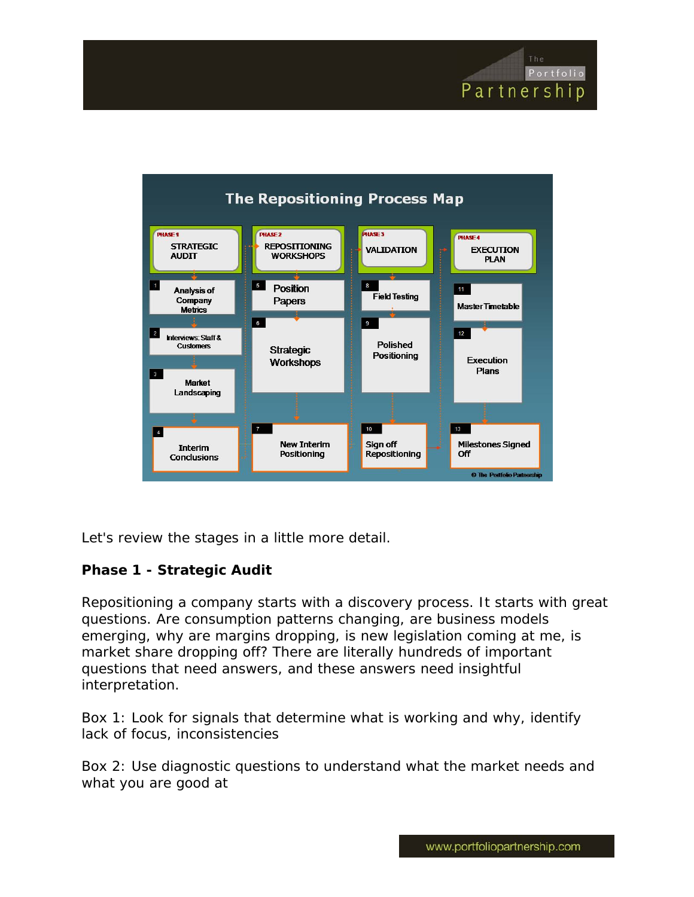The Repositioning Process Map

| PHASE 1 STRATEGIC AUDIT | PHASE 2 REPOSITIONING WORKSHOPS | PHASE 3 VALIDATION | PHASE 4 EXECUTION PLAN |
|---|---|---|---|
| 1 Analysis of Company Metrics | 5 Position Papers | 8 Field Testing | 11 Master Timetable |
| 2 Interviews: Staff & Customers | 6 Strategic Workshops | 9 Polished Positioning | 12 Execution Plans |
| 3 Market Landscaping | | | |
| 4 Interim Conclusions | 7 New Interim Positioning | 10 Sign off Repositioning | 13 Milestones Signed Off |

© The Portfolio Partnership

Let's review the stages in a little more detail.

**Phase 1 - Strategic Audit**

Repositioning a company starts with a discovery process. It starts with great questions. Are consumption patterns changing, are business models emerging, why are margins dropping, is new legislation coming at me, is market share dropping off? There are literally hundreds of important questions that need answers, and these answers need insightful interpretation.

Box 1: Look for signals that determine what is working and why, identify lack of focus, inconsistencies

Box 2: Use diagnostic questions to understand what the market needs and what you are good at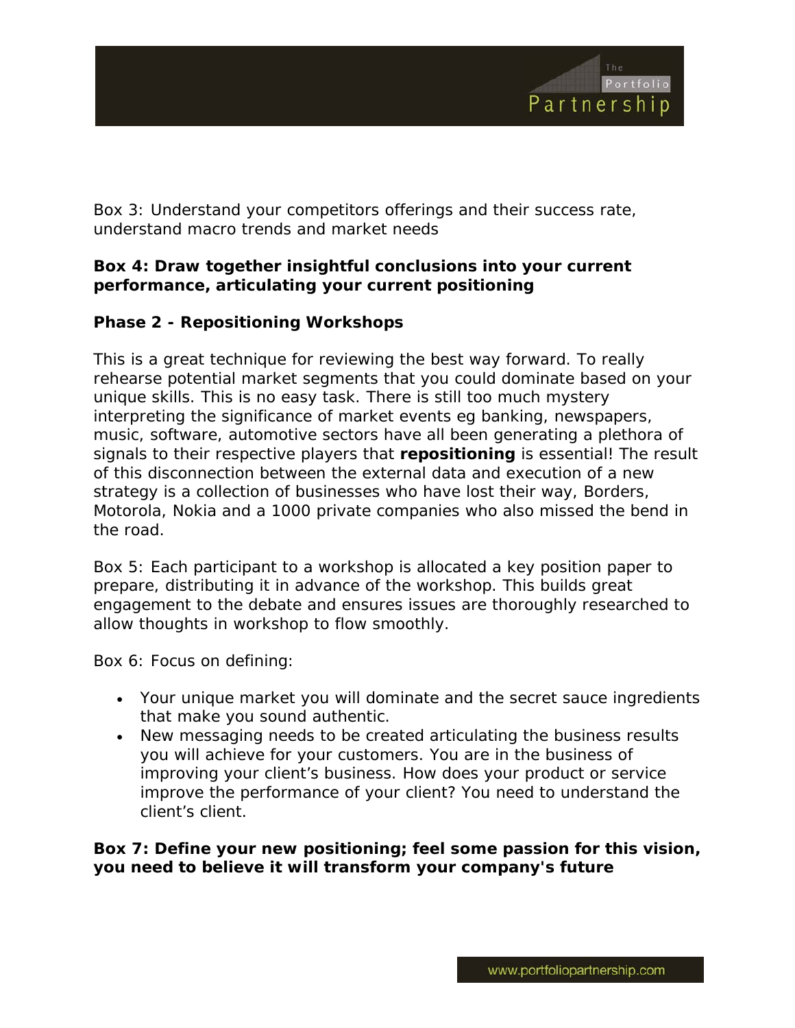Box 3: Understand your competitors offerings and their success rate, understand macro trends and market needs

**Box 4: Draw together insightful conclusions into your current performance, articulating your current positioning**

**Phase 2 - Repositioning Workshops**

This is a great technique for reviewing the best way forward. To really rehearse potential market segments that you could dominate based on your unique skills. This is no easy task. There is still too much mystery interpreting the significance of market events eg banking, newspapers, music, software, automotive sectors have all been generating a plethora of signals to their respective players that **repositioning** is essential! The result of this disconnection between the external data and execution of a new strategy is a collection of businesses who have lost their way, Borders, Motorola, Nokia and a 1000 private companies who also missed the bend in the road.

Box 5: Each participant to a workshop is allocated a key position paper to prepare, distributing it in advance of the workshop. This builds great engagement to the debate and ensures issues are thoroughly researched to allow thoughts in workshop to flow smoothly.

Box 6: Focus on defining:

- Your unique market you will dominate and the secret sauce ingredients that make you sound authentic.
- New messaging needs to be created articulating the business results you will achieve for your customers. You are in the business of improving your client's business. How does your product or service improve the performance of your client? You need to understand the client's client.

**Box 7: Define your new positioning; feel some passion for this vision, you need to believe it will transform your company's future**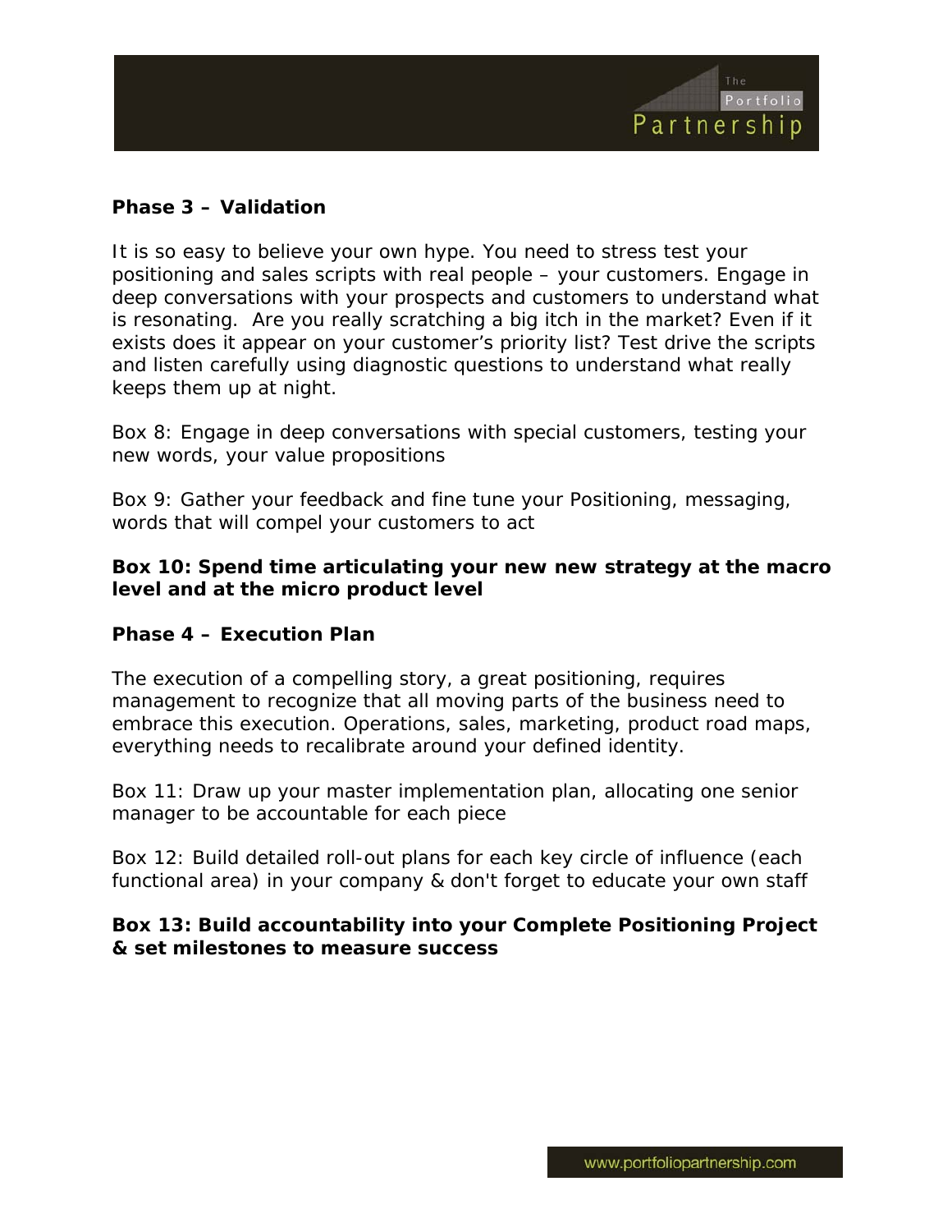**Phase 3 – Validation**

It is so easy to believe your own hype. You need to stress test your positioning and sales scripts with real people – your customers. Engage in deep conversations with your prospects and customers to understand what is resonating. Are you really scratching a big itch in the market? Even if it exists does it appear on your customer's priority list? Test drive the scripts and listen carefully using diagnostic questions to understand what really keeps them up at night.

Box 8: Engage in deep conversations with special customers, testing your new words, your value propositions

Box 9: Gather your feedback and fine tune your Positioning, messaging, words that will compel your customers to act

**Box 10: Spend time articulating your new new strategy at the macro level and at the micro product level**

**Phase 4 – Execution Plan**

The execution of a compelling story, a great positioning, requires management to recognize that all moving parts of the business need to embrace this execution. Operations, sales, marketing, product road maps, everything needs to recalibrate around your defined identity.

Box 11: Draw up your master implementation plan, allocating one senior manager to be accountable for each piece

Box 12: Build detailed roll-out plans for each key circle of influence (each functional area) in your company & don't forget to educate your own staff

**Box 13: Build accountability into your Complete Positioning Project & set milestones to measure success**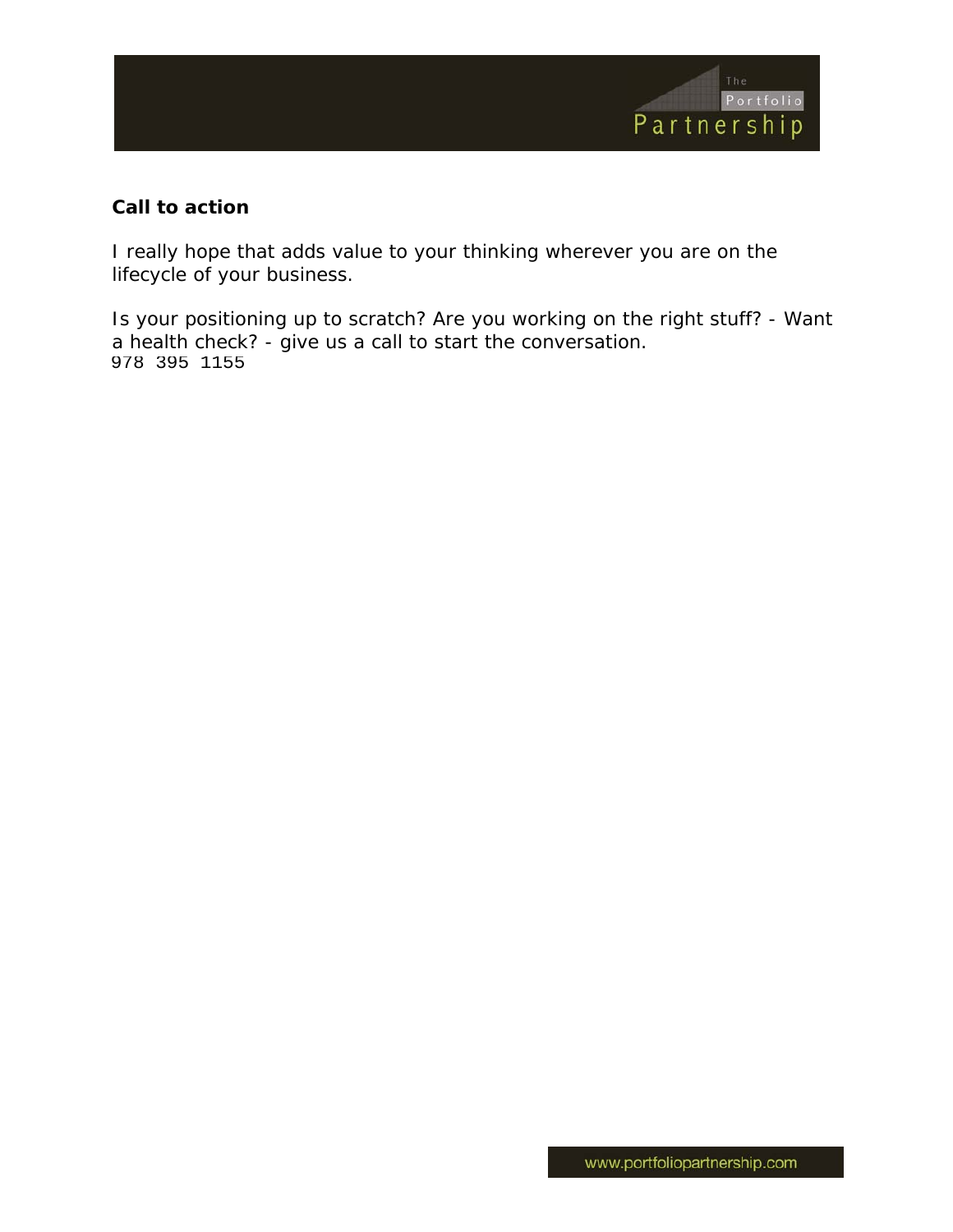**Call to action**

I really hope that adds value to your thinking wherever you are on the lifecycle of your business.

Is your positioning up to scratch? Are you working on the right stuff? - Want a health check? - give us a call to start the conversation.
978 395 1155